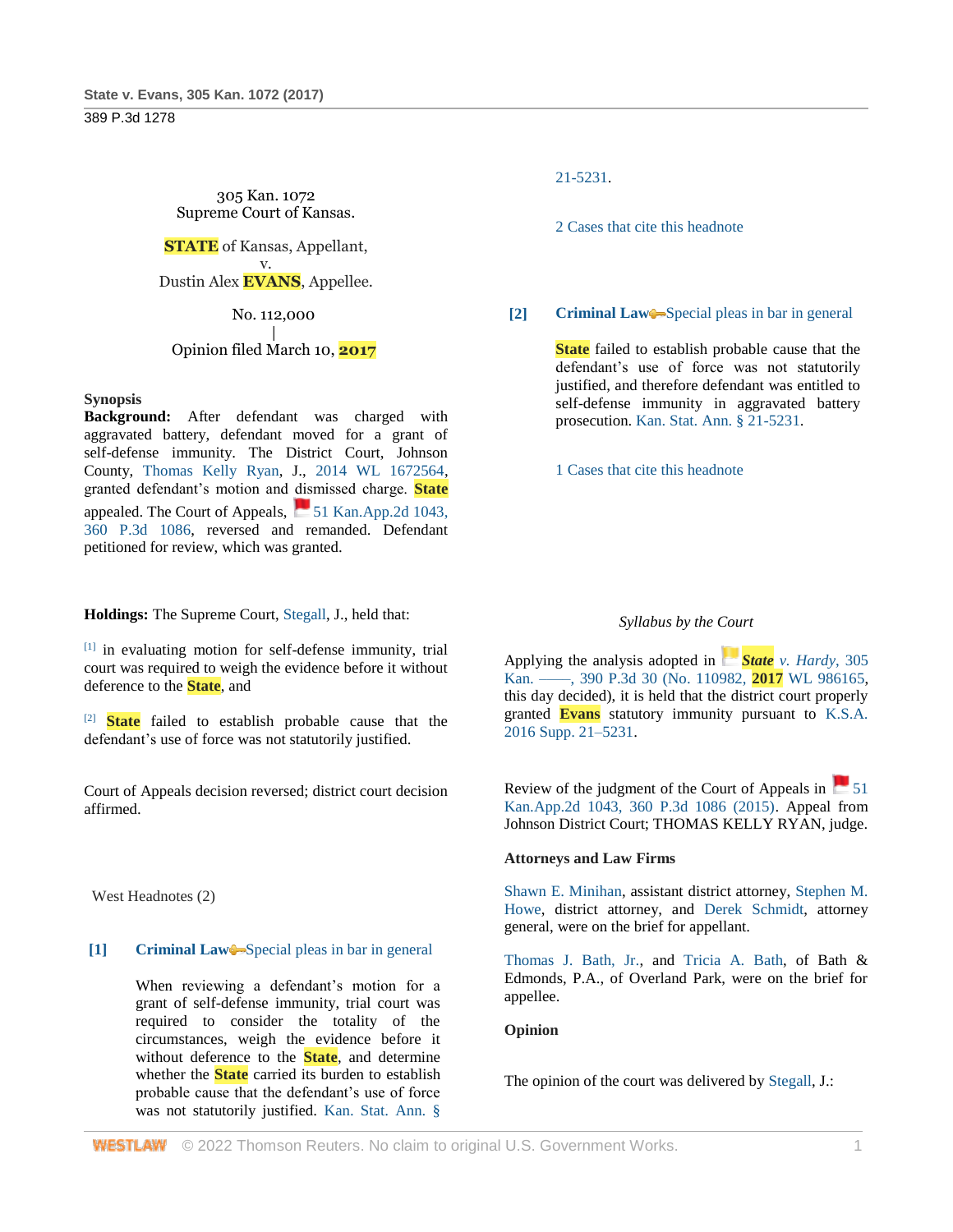305 Kan. 1072
Supreme Court of Kansas.

STATE of Kansas, Appellant,
v.
Dustin Alex EVANS, Appellee.

No. 112,000
|
Opinion filed March 10, 2017

**Synopsis**

**Background:** After defendant was charged with aggravated battery, defendant moved for a grant of self-defense immunity. The District Court, Johnson County, Thomas Kelly Ryan, J., 2014 WL 1672564, granted defendant's motion and dismissed charge. State appealed. The Court of Appeals, 51 Kan.App.2d 1043, 360 P.3d 1086, reversed and remanded. Defendant petitioned for review, which was granted.

**Holdings:** The Supreme Court, Stegall, J., held that:

[1] in evaluating motion for self-defense immunity, trial court was required to weigh the evidence before it without deference to the State, and

[2] State failed to establish probable cause that the defendant's use of force was not statutorily justified.

Court of Appeals decision reversed; district court decision affirmed.

West Headnotes (2)

**[1]** **Criminal Law** Special pleas in bar in general

When reviewing a defendant's motion for a grant of self-defense immunity, trial court was required to consider the totality of the circumstances, weigh the evidence before it without deference to the State, and determine whether the State carried its burden to establish probable cause that the defendant's use of force was not statutorily justified. Kan. Stat. Ann. § 21-5231.

2 Cases that cite this headnote

**[2]** **Criminal Law** Special pleas in bar in general

State failed to establish probable cause that the defendant's use of force was not statutorily justified, and therefore defendant was entitled to self-defense immunity in aggravated battery prosecution. Kan. Stat. Ann. § 21-5231.

1 Cases that cite this headnote

*Syllabus by the Court*

Applying the analysis adopted in *State v. Hardy*, 305 Kan. ––––, 390 P.3d 30 (No. 110982, 2017 WL 986165, this day decided), it is held that the district court properly granted Evans statutory immunity pursuant to K.S.A. 2016 Supp. 21–5231.

Review of the judgment of the Court of Appeals in 51 Kan.App.2d 1043, 360 P.3d 1086 (2015). Appeal from Johnson District Court; THOMAS KELLY RYAN, judge.

**Attorneys and Law Firms**

Shawn E. Minihan, assistant district attorney, Stephen M. Howe, district attorney, and Derek Schmidt, attorney general, were on the brief for appellant.

Thomas J. Bath, Jr., and Tricia A. Bath, of Bath & Edmonds, P.A., of Overland Park, were on the brief for appellee.

**Opinion**

The opinion of the court was delivered by Stegall, J.: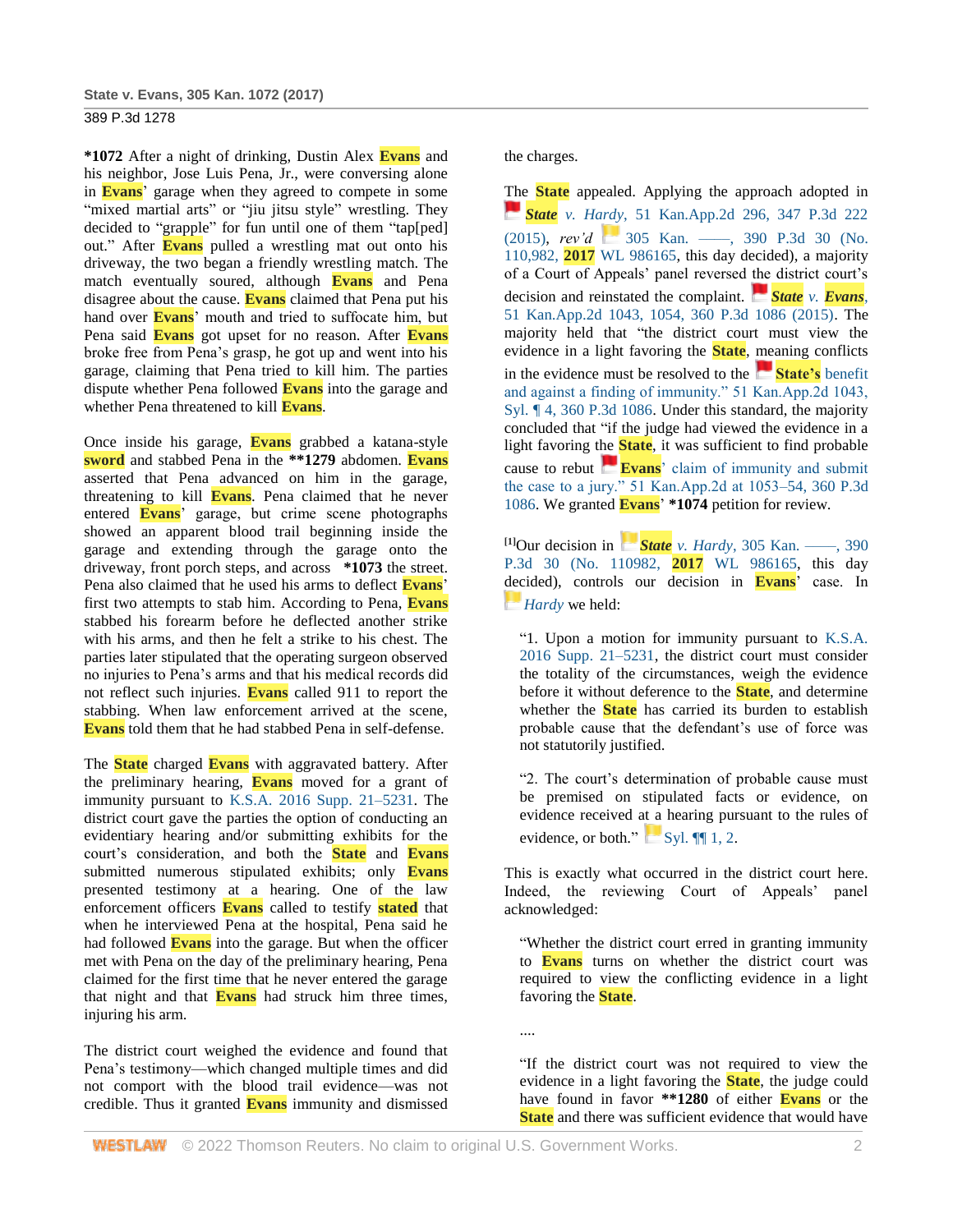**\*1072** After a night of drinking, Dustin Alex Evans and his neighbor, Jose Luis Pena, Jr., were conversing alone in Evans' garage when they agreed to compete in some "mixed martial arts" or "jiu jitsu style" wrestling. They decided to "grapple" for fun until one of them "tap[ped] out." After Evans pulled a wrestling mat out onto his driveway, the two began a friendly wrestling match. The match eventually soured, although Evans and Pena disagree about the cause. Evans claimed that Pena put his hand over Evans' mouth and tried to suffocate him, but Pena said Evans got upset for no reason. After Evans broke free from Pena's grasp, he got up and went into his garage, claiming that Pena tried to kill him. The parties dispute whether Pena followed Evans into the garage and whether Pena threatened to kill Evans.

Once inside his garage, Evans grabbed a katana-style sword and stabbed Pena in the **\*\*1279** abdomen. Evans asserted that Pena advanced on him in the garage, threatening to kill Evans. Pena claimed that he never entered Evans' garage, but crime scene photographs showed an apparent blood trail beginning inside the garage and extending through the garage onto the driveway, front porch steps, and across **\*1073** the street. Pena also claimed that he used his arms to deflect Evans' first two attempts to stab him. According to Pena, Evans stabbed his forearm before he deflected another strike with his arms, and then he felt a strike to his chest. The parties later stipulated that the operating surgeon observed no injuries to Pena's arms and that his medical records did not reflect such injuries. Evans called 911 to report the stabbing. When law enforcement arrived at the scene, Evans told them that he had stabbed Pena in self-defense.

The State charged Evans with aggravated battery. After the preliminary hearing, Evans moved for a grant of immunity pursuant to K.S.A. 2016 Supp. 21–5231. The district court gave the parties the option of conducting an evidentiary hearing and/or submitting exhibits for the court's consideration, and both the State and Evans submitted numerous stipulated exhibits; only Evans presented testimony at a hearing. One of the law enforcement officers Evans called to testify stated that when he interviewed Pena at the hospital, Pena said he had followed Evans into the garage. But when the officer met with Pena on the day of the preliminary hearing, Pena claimed for the first time that he never entered the garage that night and that Evans had struck him three times, injuring his arm.

The district court weighed the evidence and found that Pena's testimony—which changed multiple times and did not comport with the blood trail evidence—was not credible. Thus it granted Evans immunity and dismissed the charges.

The State appealed. Applying the approach adopted in *State v. Hardy*, 51 Kan.App.2d 296, 347 P.3d 222 (2015), *rev'd* 305 Kan. ––––, 390 P.3d 30 (No. 110,982, 2017 WL 986165, this day decided), a majority of a Court of Appeals' panel reversed the district court's decision and reinstated the complaint. *State v. Evans*, 51 Kan.App.2d 1043, 1054, 360 P.3d 1086 (2015). The majority held that "the district court must view the evidence in a light favoring the State, meaning conflicts in the evidence must be resolved to the State's benefit and against a finding of immunity." 51 Kan.App.2d 1043, Syl. ¶ 4, 360 P.3d 1086. Under this standard, the majority concluded that "if the judge had viewed the evidence in a light favoring the State, it was sufficient to find probable cause to rebut Evans' claim of immunity and submit the case to a jury." 51 Kan.App.2d at 1053–54, 360 P.3d 1086. We granted Evans' **\*1074** petition for review.

[1]Our decision in *State v. Hardy*, 305 Kan. ––––, 390 P.3d 30 (No. 110982, 2017 WL 986165, this day decided), controls our decision in Evans' case. In *Hardy* we held:

> "1. Upon a motion for immunity pursuant to K.S.A. 2016 Supp. 21–5231, the district court must consider the totality of the circumstances, weigh the evidence before it without deference to the State, and determine whether the State has carried its burden to establish probable cause that the defendant's use of force was not statutorily justified.
>
> "2. The court's determination of probable cause must be premised on stipulated facts or evidence, on evidence received at a hearing pursuant to the rules of evidence, or both." Syl. ¶¶ 1, 2.

This is exactly what occurred in the district court here. Indeed, the reviewing Court of Appeals' panel acknowledged:

> "Whether the district court erred in granting immunity to Evans turns on whether the district court was required to view the conflicting evidence in a light favoring the State.
>
> ....
>
> "If the district court was not required to view the evidence in a light favoring the State, the judge could have found in favor **\*\*1280** of either Evans or the State and there was sufficient evidence that would have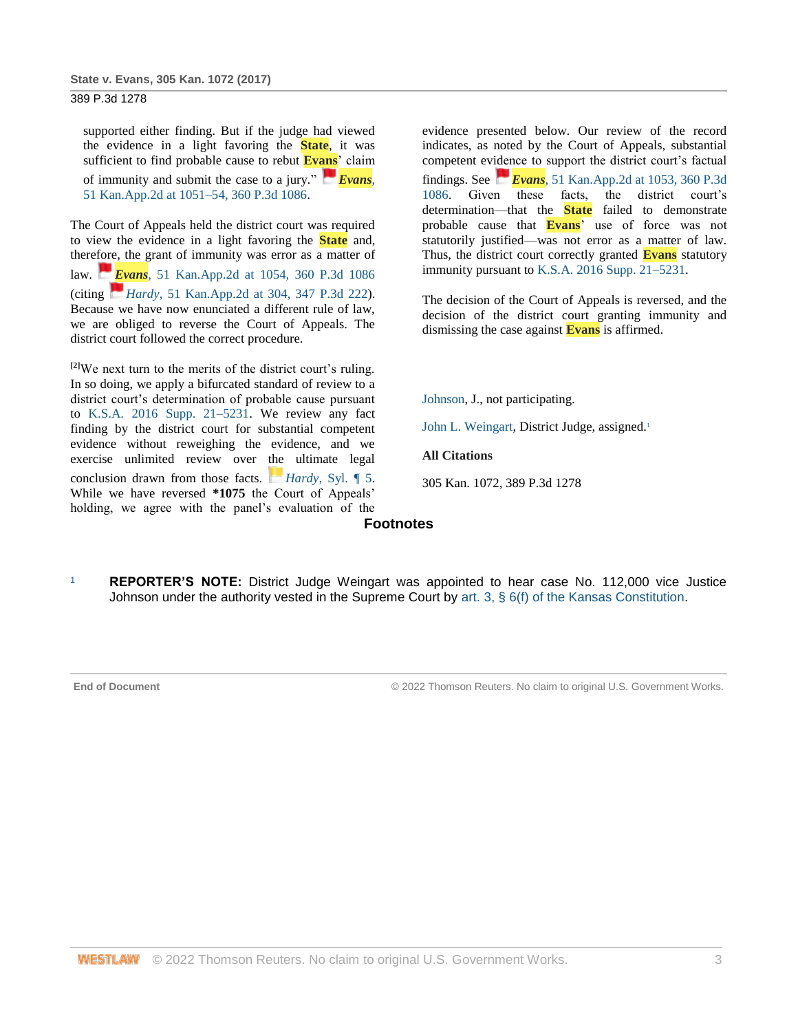supported either finding. But if the judge had viewed the evidence in a light favoring the State, it was sufficient to find probable cause to rebut Evans' claim of immunity and submit the case to a jury." *Evans*, 51 Kan.App.2d at 1051–54, 360 P.3d 1086.

The Court of Appeals held the district court was required to view the evidence in a light favoring the State and, therefore, the grant of immunity was error as a matter of law. *Evans*, 51 Kan.App.2d at 1054, 360 P.3d 1086 (citing *Hardy*, 51 Kan.App.2d at 304, 347 P.3d 222). Because we have now enunciated a different rule of law, we are obliged to reverse the Court of Appeals. The district court followed the correct procedure.

[2]We next turn to the merits of the district court's ruling. In so doing, we apply a bifurcated standard of review to a district court's determination of probable cause pursuant to K.S.A. 2016 Supp. 21–5231. We review any fact finding by the district court for substantial competent evidence without reweighing the evidence, and we exercise unlimited review over the ultimate legal conclusion drawn from those facts. *Hardy*, Syl. ¶ 5. While we have reversed **\*1075** the Court of Appeals' holding, we agree with the panel's evaluation of the evidence presented below. Our review of the record indicates, as noted by the Court of Appeals, substantial competent evidence to support the district court's factual findings. See *Evans*, 51 Kan.App.2d at 1053, 360 P.3d 1086. Given these facts, the district court's determination—that the State failed to demonstrate probable cause that Evans' use of force was not statutorily justified—was not error as a matter of law. Thus, the district court correctly granted Evans statutory immunity pursuant to K.S.A. 2016 Supp. 21–5231.

The decision of the Court of Appeals is reversed, and the decision of the district court granting immunity and dismissing the case against Evans is affirmed.

Johnson, J., not participating.

John L. Weingart, District Judge, assigned.[1]

**All Citations**

305 Kan. 1072, 389 P.3d 1278

## Footnotes

1 **REPORTER'S NOTE:** District Judge Weingart was appointed to hear case No. 112,000 vice Justice Johnson under the authority vested in the Supreme Court by art. 3, § 6(f) of the Kansas Constitution.

**End of Document** © 2022 Thomson Reuters. No claim to original U.S. Government Works.